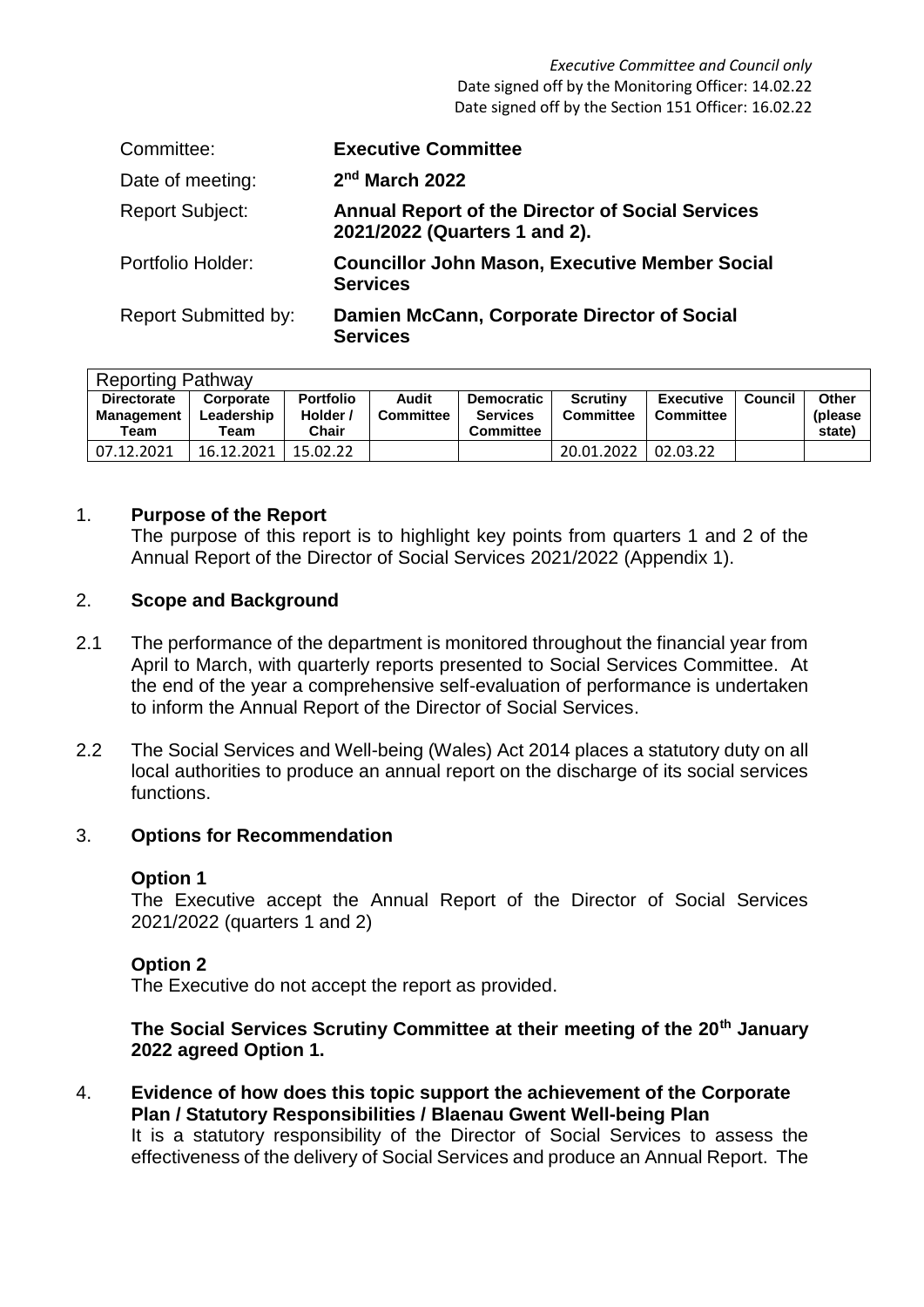*Executive Committee and Council only*
Date signed off by the Monitoring Officer: 14.02.22
Date signed off by the Section 151 Officer: 16.02.22

| | |
|---|---|
| Committee: | **Executive Committee** |
| Date of meeting: | **2nd March 2022** |
| Report Subject: | **Annual Report of the Director of Social Services 2021/2022 (Quarters 1 and 2).** |
| Portfolio Holder: | **Councillor John Mason, Executive Member Social Services** |
| Report Submitted by: | **Damien McCann, Corporate Director of Social Services** |

| Reporting Pathway | | | | | | | | |
|---|---|---|---|---|---|---|---|---|
| **Directorate Management Team** | **Corporate Leadership Team** | **Portfolio Holder / Chair** | **Audit Committee** | **Democratic Services Committee** | **Scrutiny Committee** | **Executive Committee** | **Council** | **Other (please state)** |
| 07.12.2021 | 16.12.2021 | 15.02.22 | | | 20.01.2022 | 02.03.22 | | |

## 1. Purpose of the Report

The purpose of this report is to highlight key points from quarters 1 and 2 of the Annual Report of the Director of Social Services 2021/2022 (Appendix 1).

## 2. Scope and Background

2.1 The performance of the department is monitored throughout the financial year from April to March, with quarterly reports presented to Social Services Committee. At the end of the year a comprehensive self-evaluation of performance is undertaken to inform the Annual Report of the Director of Social Services.

2.2 The Social Services and Well-being (Wales) Act 2014 places a statutory duty on all local authorities to produce an annual report on the discharge of its social services functions.

## 3. Options for Recommendation

**Option 1**

The Executive accept the Annual Report of the Director of Social Services 2021/2022 (quarters 1 and 2)

**Option 2**

The Executive do not accept the report as provided.

**The Social Services Scrutiny Committee at their meeting of the 20th January 2022 agreed Option 1.**

## 4. Evidence of how does this topic support the achievement of the Corporate Plan / Statutory Responsibilities / Blaenau Gwent Well-being Plan

It is a statutory responsibility of the Director of Social Services to assess the effectiveness of the delivery of Social Services and produce an Annual Report. The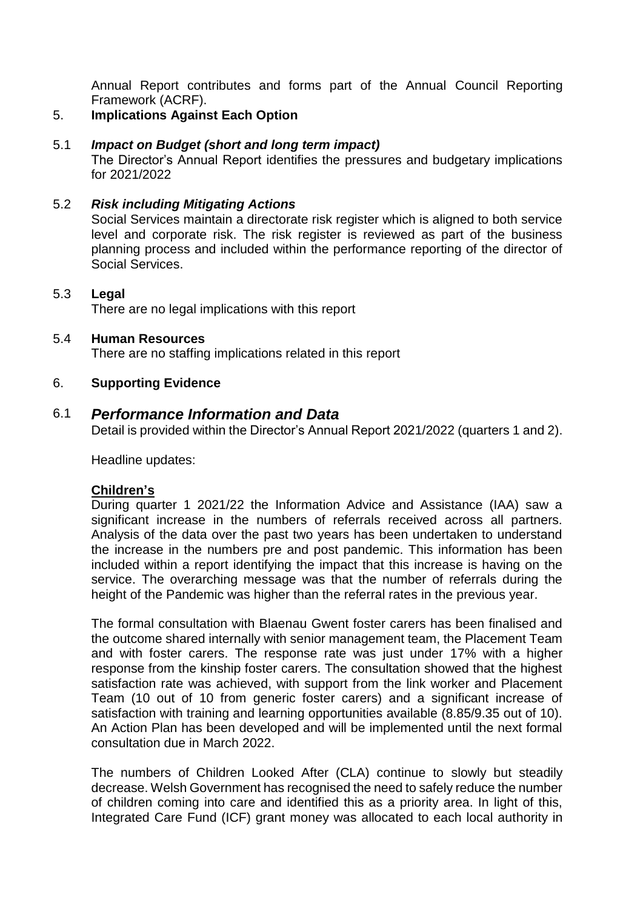Annual Report contributes and forms part of the Annual Council Reporting Framework (ACRF).

## 5. Implications Against Each Option

### 5.1 *Impact on Budget (short and long term impact)*

The Director's Annual Report identifies the pressures and budgetary implications for 2021/2022

### 5.2 *Risk including Mitigating Actions*

Social Services maintain a directorate risk register which is aligned to both service level and corporate risk. The risk register is reviewed as part of the business planning process and included within the performance reporting of the director of Social Services.

### 5.3 Legal

There are no legal implications with this report

### 5.4 Human Resources

There are no staffing implications related in this report

## 6. Supporting Evidence

### 6.1 *Performance Information and Data*

Detail is provided within the Director's Annual Report 2021/2022 (quarters 1 and 2).

Headline updates:

**Children's**

During quarter 1 2021/22 the Information Advice and Assistance (IAA) saw a significant increase in the numbers of referrals received across all partners. Analysis of the data over the past two years has been undertaken to understand the increase in the numbers pre and post pandemic. This information has been included within a report identifying the impact that this increase is having on the service. The overarching message was that the number of referrals during the height of the Pandemic was higher than the referral rates in the previous year.

The formal consultation with Blaenau Gwent foster carers has been finalised and the outcome shared internally with senior management team, the Placement Team and with foster carers. The response rate was just under 17% with a higher response from the kinship foster carers. The consultation showed that the highest satisfaction rate was achieved, with support from the link worker and Placement Team (10 out of 10 from generic foster carers) and a significant increase of satisfaction with training and learning opportunities available (8.85/9.35 out of 10). An Action Plan has been developed and will be implemented until the next formal consultation due in March 2022.

The numbers of Children Looked After (CLA) continue to slowly but steadily decrease. Welsh Government has recognised the need to safely reduce the number of children coming into care and identified this as a priority area. In light of this, Integrated Care Fund (ICF) grant money was allocated to each local authority in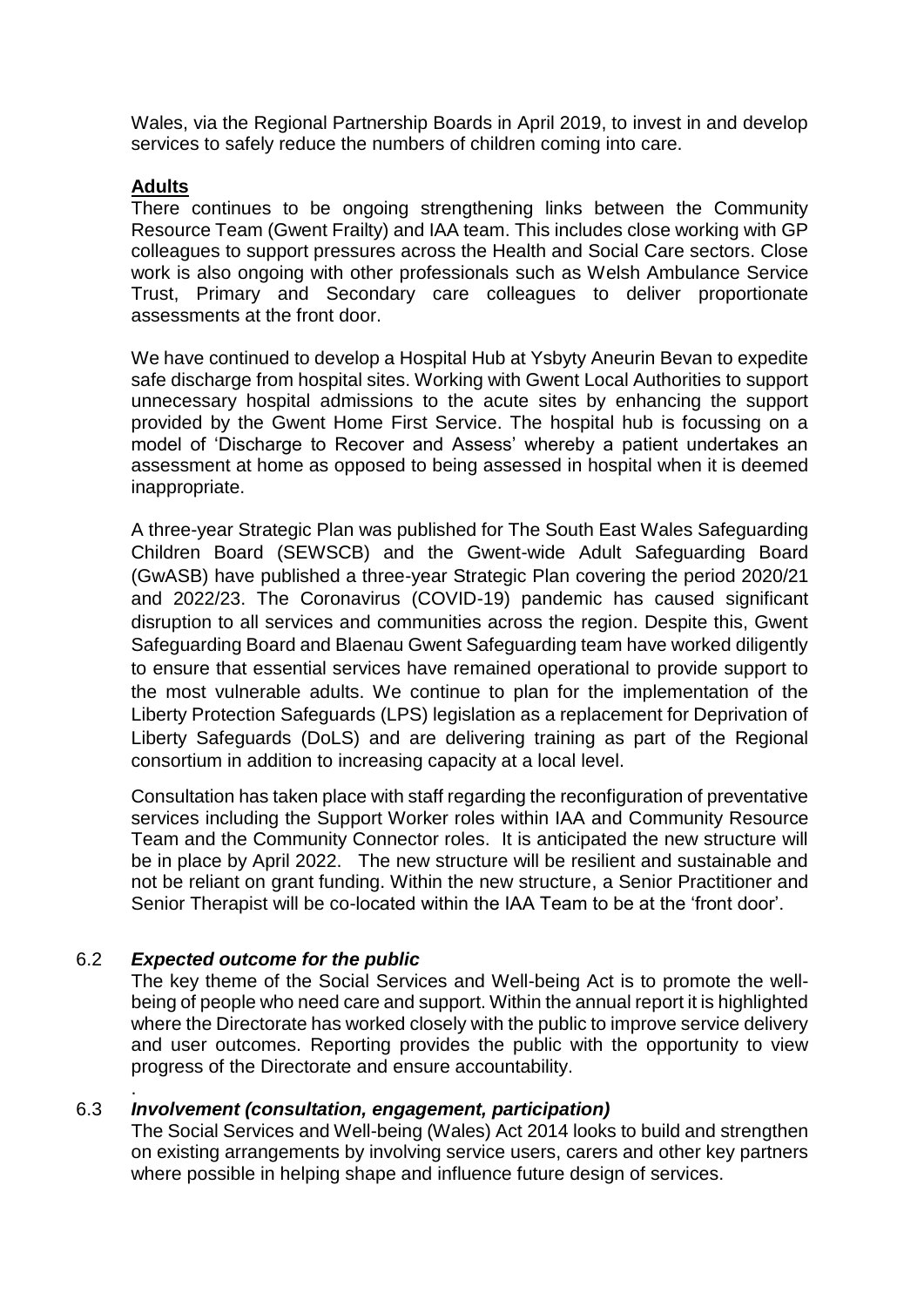Wales, via the Regional Partnership Boards in April 2019, to invest in and develop services to safely reduce the numbers of children coming into care.

**Adults**

There continues to be ongoing strengthening links between the Community Resource Team (Gwent Frailty) and IAA team. This includes close working with GP colleagues to support pressures across the Health and Social Care sectors. Close work is also ongoing with other professionals such as Welsh Ambulance Service Trust, Primary and Secondary care colleagues to deliver proportionate assessments at the front door.

We have continued to develop a Hospital Hub at Ysbyty Aneurin Bevan to expedite safe discharge from hospital sites. Working with Gwent Local Authorities to support unnecessary hospital admissions to the acute sites by enhancing the support provided by the Gwent Home First Service. The hospital hub is focussing on a model of 'Discharge to Recover and Assess' whereby a patient undertakes an assessment at home as opposed to being assessed in hospital when it is deemed inappropriate.

A three-year Strategic Plan was published for The South East Wales Safeguarding Children Board (SEWSCB) and the Gwent-wide Adult Safeguarding Board (GwASB) have published a three-year Strategic Plan covering the period 2020/21 and 2022/23. The Coronavirus (COVID-19) pandemic has caused significant disruption to all services and communities across the region. Despite this, Gwent Safeguarding Board and Blaenau Gwent Safeguarding team have worked diligently to ensure that essential services have remained operational to provide support to the most vulnerable adults. We continue to plan for the implementation of the Liberty Protection Safeguards (LPS) legislation as a replacement for Deprivation of Liberty Safeguards (DoLS) and are delivering training as part of the Regional consortium in addition to increasing capacity at a local level.

Consultation has taken place with staff regarding the reconfiguration of preventative services including the Support Worker roles within IAA and Community Resource Team and the Community Connector roles. It is anticipated the new structure will be in place by April 2022. The new structure will be resilient and sustainable and not be reliant on grant funding. Within the new structure, a Senior Practitioner and Senior Therapist will be co-located within the IAA Team to be at the 'front door'.

### 6.2 *Expected outcome for the public*

The key theme of the Social Services and Well-being Act is to promote the well-being of people who need care and support. Within the annual report it is highlighted where the Directorate has worked closely with the public to improve service delivery and user outcomes. Reporting provides the public with the opportunity to view progress of the Directorate and ensure accountability.

### 6.3 *Involvement (consultation, engagement, participation)*

The Social Services and Well-being (Wales) Act 2014 looks to build and strengthen on existing arrangements by involving service users, carers and other key partners where possible in helping shape and influence future design of services.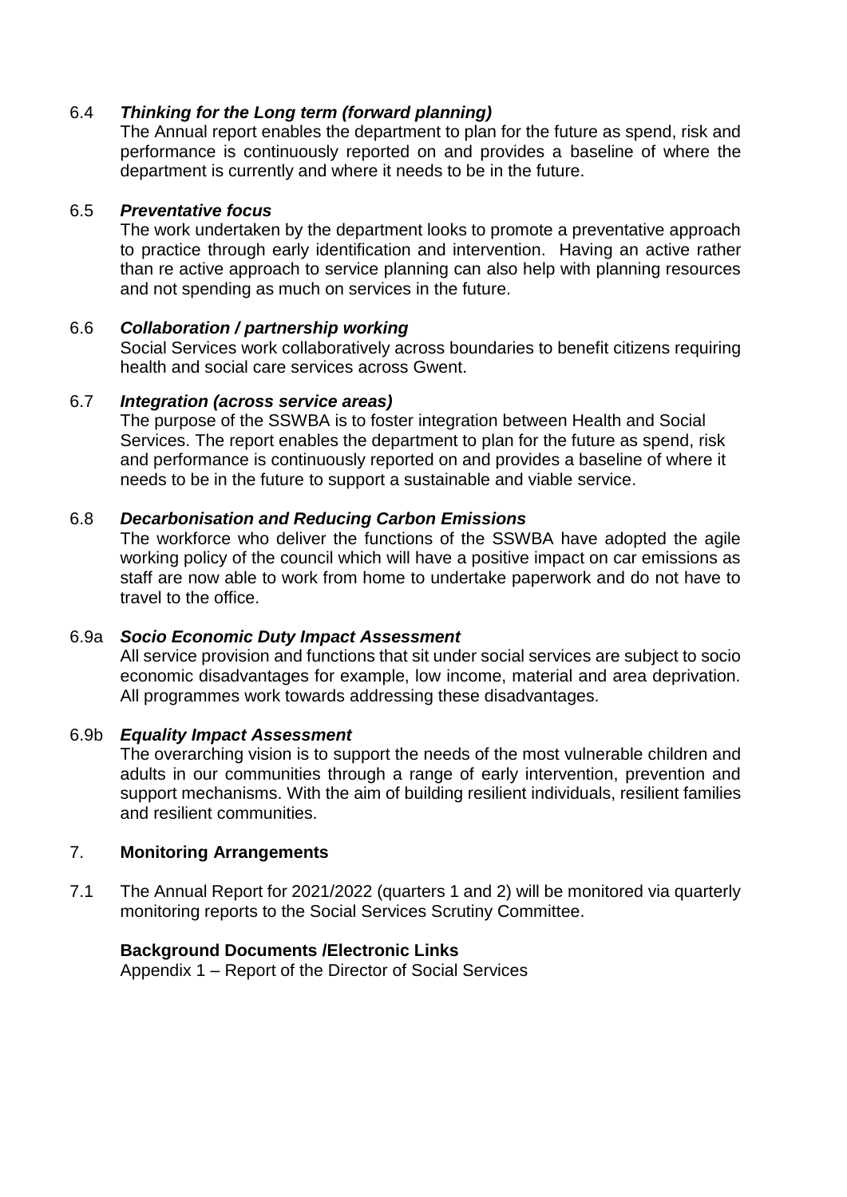6.4 ***Thinking for the Long term (forward planning)***

The Annual report enables the department to plan for the future as spend, risk and performance is continuously reported on and provides a baseline of where the department is currently and where it needs to be in the future.

6.5 ***Preventative focus***

The work undertaken by the department looks to promote a preventative approach to practice through early identification and intervention. Having an active rather than re active approach to service planning can also help with planning resources and not spending as much on services in the future.

6.6 ***Collaboration / partnership working***

Social Services work collaboratively across boundaries to benefit citizens requiring health and social care services across Gwent.

6.7 ***Integration (across service areas)***

The purpose of the SSWBA is to foster integration between Health and Social Services. The report enables the department to plan for the future as spend, risk and performance is continuously reported on and provides a baseline of where it needs to be in the future to support a sustainable and viable service.

6.8 ***Decarbonisation and Reducing Carbon Emissions***

The workforce who deliver the functions of the SSWBA have adopted the agile working policy of the council which will have a positive impact on car emissions as staff are now able to work from home to undertake paperwork and do not have to travel to the office.

6.9a ***Socio Economic Duty Impact Assessment***

All service provision and functions that sit under social services are subject to socio economic disadvantages for example, low income, material and area deprivation. All programmes work towards addressing these disadvantages.

6.9b ***Equality Impact Assessment***

The overarching vision is to support the needs of the most vulnerable children and adults in our communities through a range of early intervention, prevention and support mechanisms. With the aim of building resilient individuals, resilient families and resilient communities.

## 7. Monitoring Arrangements

7.1 The Annual Report for 2021/2022 (quarters 1 and 2) will be monitored via quarterly monitoring reports to the Social Services Scrutiny Committee.

**Background Documents /Electronic Links**

Appendix 1 – Report of the Director of Social Services